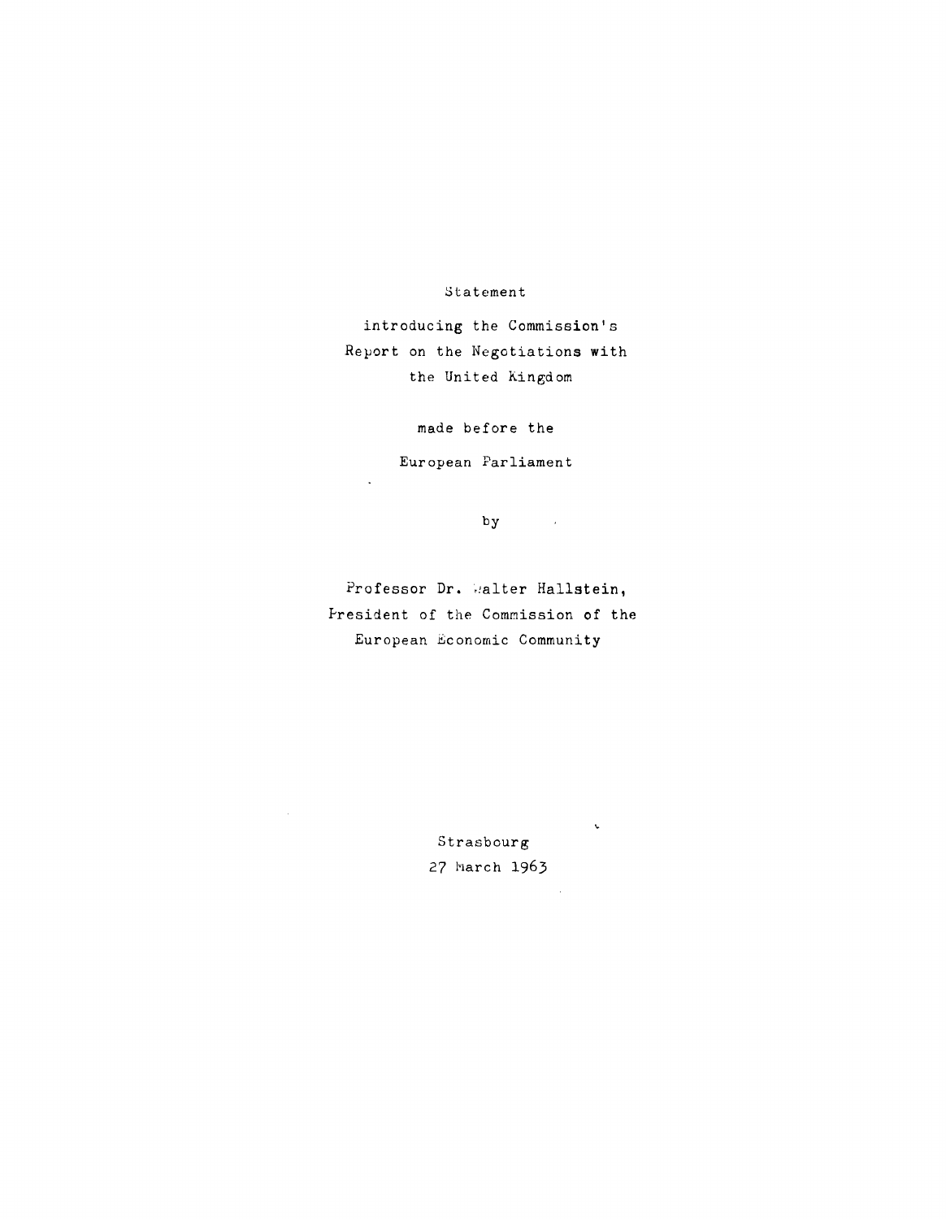Statement

introducing the Commission's
Report on the Negotiations with
the United Kingdom

made before the

European Parliament

by

Professor Dr. Walter Hallstein,
President of the Commission of the
European Economic Community

Strasbourg
27 March 1963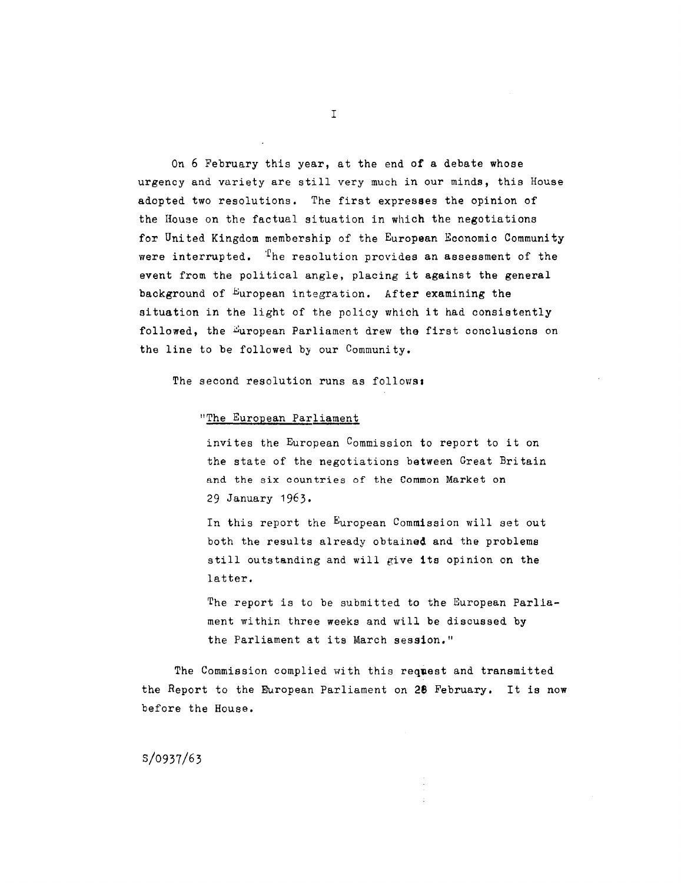# I

On 6 February this year, at the end of a debate whose urgency and variety are still very much in our minds, this House adopted two resolutions. The first expresses the opinion of the House on the factual situation in which the negotiations for United Kingdom membership of the European Economic Community were interrupted. The resolution provides an assessment of the event from the political angle, placing it against the general background of European integration. After examining the situation in the light of the policy which it had consistently followed, the European Parliament drew the first conclusions on the line to be followed by our Community.

The second resolution runs as follows:

> "<u>The European Parliament</u>
>
> invites the European Commission to report to it on the state of the negotiations between Great Britain and the six countries of the Common Market on 29 January 1963.
>
> In this report the European Commission will set out both the results already obtained and the problems still outstanding and will give its opinion on the latter.
>
> The report is to be submitted to the European Parliament within three weeks and will be discussed by the Parliament at its March session."

The Commission complied with this request and transmitted the Report to the European Parliament on 28 February. It is now before the House.

S/0937/63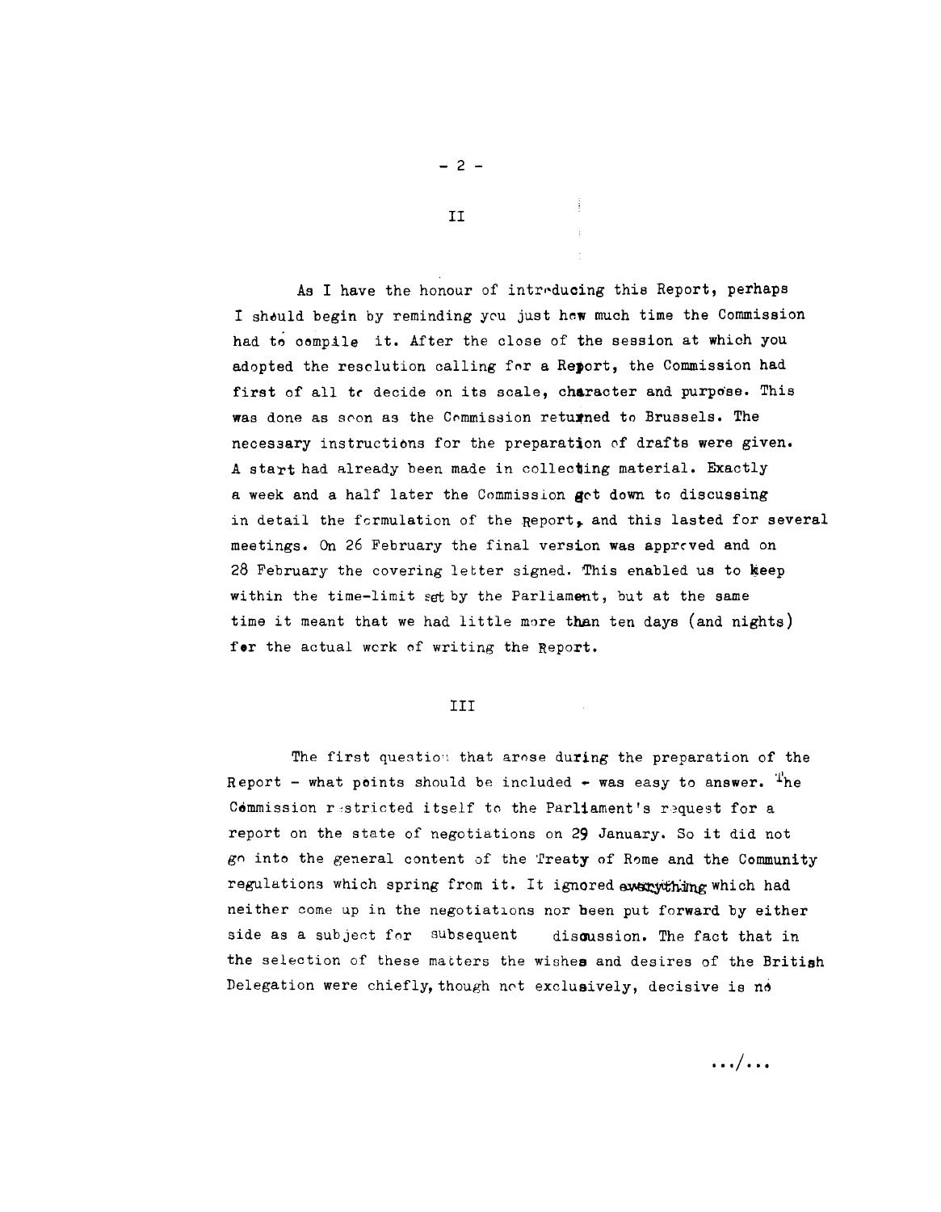## II

As I have the honour of introducing this Report, perhaps I should begin by reminding you just how much time the Commission had to compile it. After the close of the session at which you adopted the resolution calling for a Report, the Commission had first of all to decide on its scale, character and purpose. This was done as soon as the Commission returned to Brussels. The necessary instructions for the preparation of drafts were given. A start had already been made in collecting material. Exactly a week and a half later the Commission got down to discussing in detail the formulation of the Report, and this lasted for several meetings. On 26 February the final version was approved and on 28 February the covering letter signed. This enabled us to keep within the time-limit set by the Parliament, but at the same time it meant that we had little more than ten days (and nights) for the actual work of writing the Report.

## III

The first question that arose during the preparation of the Report - what points should be included - was easy to answer. The Commission restricted itself to the Parliament's request for a report on the state of negotiations on 29 January. So it did not go into the general content of the Treaty of Rome and the Community regulations which spring from it. It ignored everything which had neither come up in the negotiations nor been put forward by either side as a subject for subsequent discussion. The fact that in the selection of these matters the wishes and desires of the British Delegation were chiefly, though not exclusively, decisive is no

.../...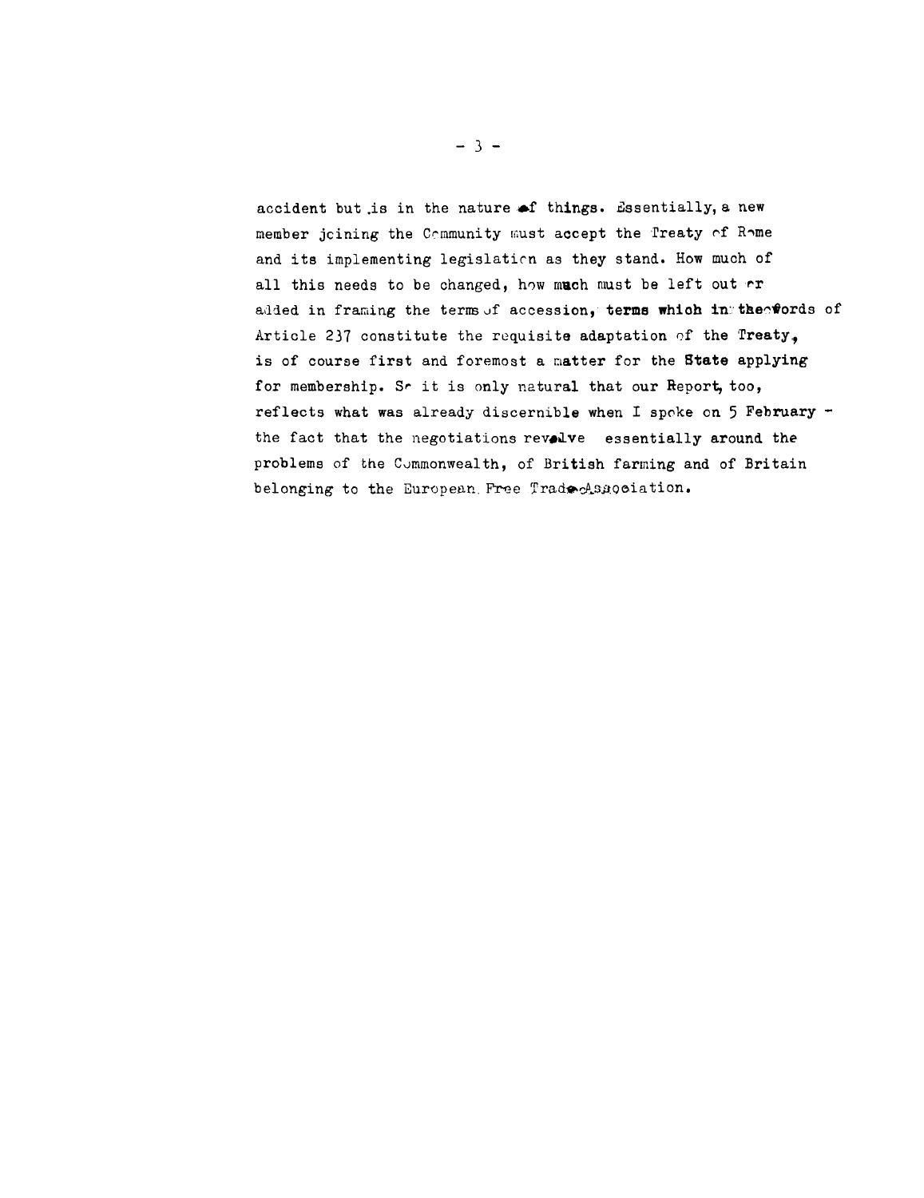accident but is in the nature of things. Essentially, a new member joining the Community must accept the Treaty of Rome and its implementing legislation as they stand. How much of all this needs to be changed, how much must be left out or added in framing the terms of accession, terms which in the words of Article 237 constitute the requisite adaptation of the Treaty, is of course first and foremost a matter for the State applying for membership. So it is only natural that our Report, too, reflects what was already discernible when I spoke on 5 February - the fact that the negotiations revolve essentially around the problems of the Commonwealth, of British farming and of Britain belonging to the European Free Trade Association.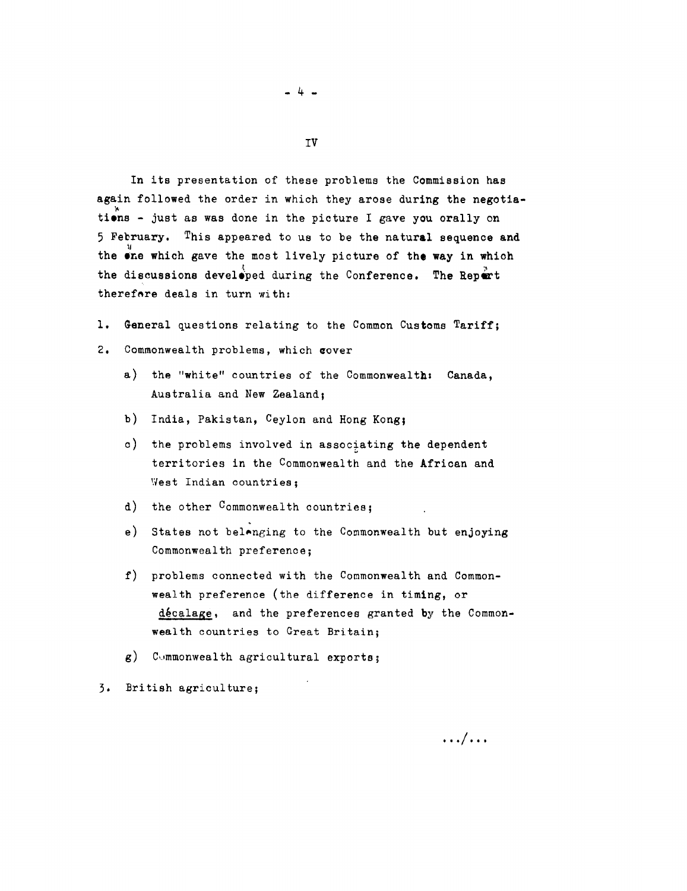IV

In its presentation of these problems the Commission has again followed the order in which they arose during the negotiations - just as was done in the picture I gave you orally on 5 February. This appeared to us to be the natural sequence and the one which gave the most lively picture of the way in which the discussions developed during the Conference. The Report therefore deals in turn with:

1. General questions relating to the Common Customs Tariff;
2. Commonwealth problems, which cover
   a) the "white" countries of the Commonwealth: Canada, Australia and New Zealand;
   b) India, Pakistan, Ceylon and Hong Kong;
   c) the problems involved in associating the dependent territories in the Commonwealth and the African and West Indian countries;
   d) the other Commonwealth countries;
   e) States not belonging to the Commonwealth but enjoying Commonwealth preference;
   f) problems connected with the Commonwealth and Commonwealth preference (the difference in timing, or décalage, and the preferences granted by the Commonwealth countries to Great Britain;
   g) Commonwealth agricultural exports;
3. British agriculture;

.../...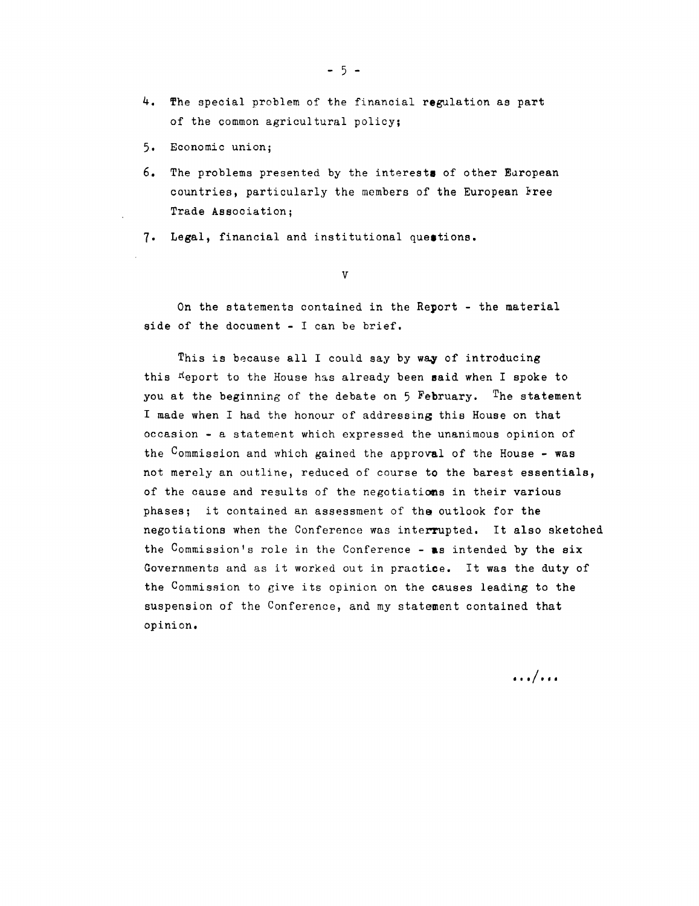4. The special problem of the financial regulation as part of the common agricultural policy;

5. Economic union;

6. The problems presented by the interests of other European countries, particularly the members of the European Free Trade Association;

7. Legal, financial and institutional questions.

V

On the statements contained in the Report - the material side of the document - I can be brief.

This is because all I could say by way of introducing this Report to the House has already been said when I spoke to you at the beginning of the debate on 5 February. The statement I made when I had the honour of addressing this House on that occasion - a statement which expressed the unanimous opinion of the Commission and which gained the approval of the House - was not merely an outline, reduced of course to the barest essentials, of the cause and results of the negotiations in their various phases; it contained an assessment of the outlook for the negotiations when the Conference was interrupted. It also sketched the Commission's role in the Conference - as intended by the six Governments and as it worked out in practice. It was the duty of the Commission to give its opinion on the causes leading to the suspension of the Conference, and my statement contained that opinion.

.../...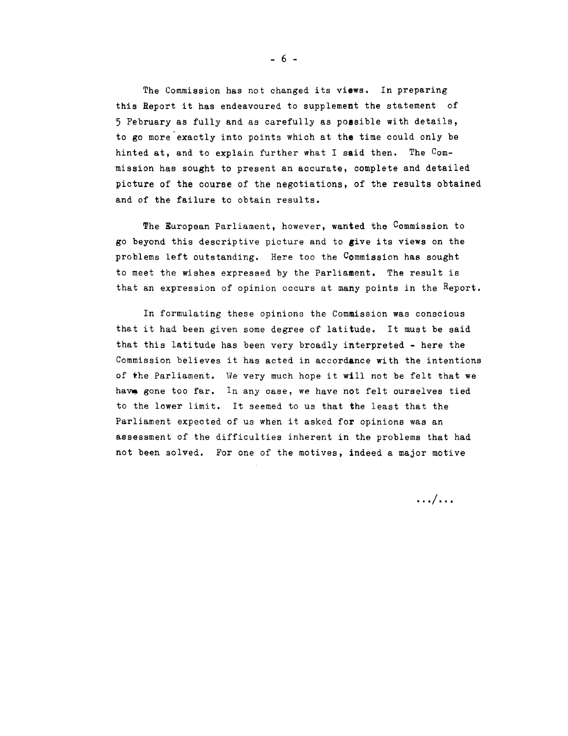The Commission has not changed its views. In preparing this Report it has endeavoured to supplement the statement of 5 February as fully and as carefully as possible with details, to go more exactly into points which at the time could only be hinted at, and to explain further what I said then. The Commission has sought to present an accurate, complete and detailed picture of the course of the negotiations, of the results obtained and of the failure to obtain results.

The European Parliament, however, wanted the Commission to go beyond this descriptive picture and to give its views on the problems left outstanding. Here too the Commission has sought to meet the wishes expressed by the Parliament. The result is that an expression of opinion occurs at many points in the Report.

In formulating these opinions the Commission was conscious that it had been given some degree of latitude. It must be said that this latitude has been very broadly interpreted - here the Commission believes it has acted in accordance with the intentions of the Parliament. We very much hope it will not be felt that we have gone too far. In any case, we have not felt ourselves tied to the lower limit. It seemed to us that the least that the Parliament expected of us when it asked for opinions was an assessment of the difficulties inherent in the problems that had not been solved. For one of the motives, indeed a major motive

.../...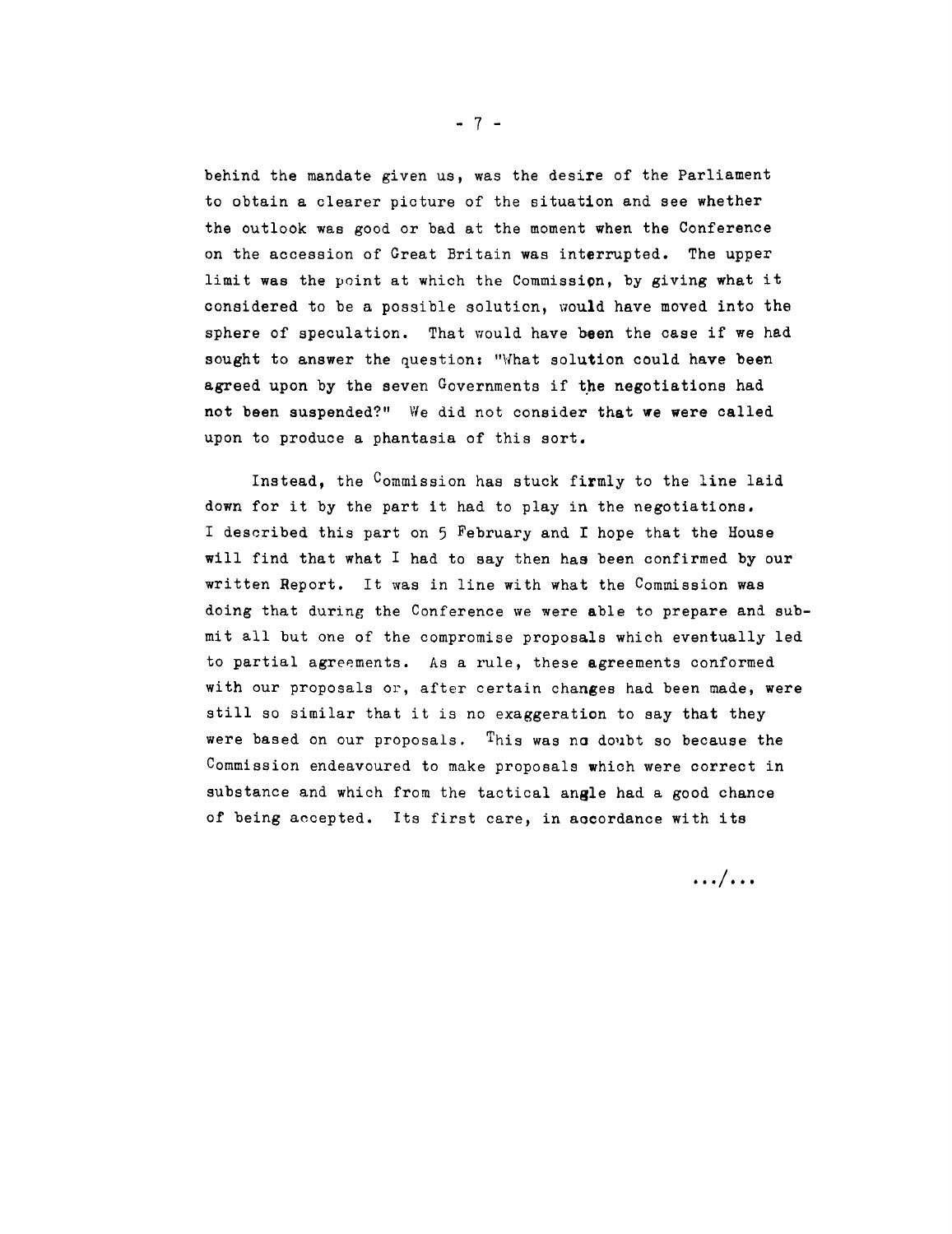behind the mandate given us, was the desire of the Parliament to obtain a clearer picture of the situation and see whether the outlook was good or bad at the moment when the Conference on the accession of Great Britain was interrupted. The upper limit was the point at which the Commission, by giving what it considered to be a possible solution, would have moved into the sphere of speculation. That would have been the case if we had sought to answer the question: "What solution could have been agreed upon by the seven Governments if the negotiations had not been suspended?" We did not consider that we were called upon to produce a phantasia of this sort.

Instead, the Commission has stuck firmly to the line laid down for it by the part it had to play in the negotiations. I described this part on 5 February and I hope that the House will find that what I had to say then has been confirmed by our written Report. It was in line with what the Commission was doing that during the Conference we were able to prepare and submit all but one of the compromise proposals which eventually led to partial agreements. As a rule, these agreements conformed with our proposals or, after certain changes had been made, were still so similar that it is no exaggeration to say that they were based on our proposals. This was no doubt so because the Commission endeavoured to make proposals which were correct in substance and which from the tactical angle had a good chance of being accepted. Its first care, in accordance with its

.../...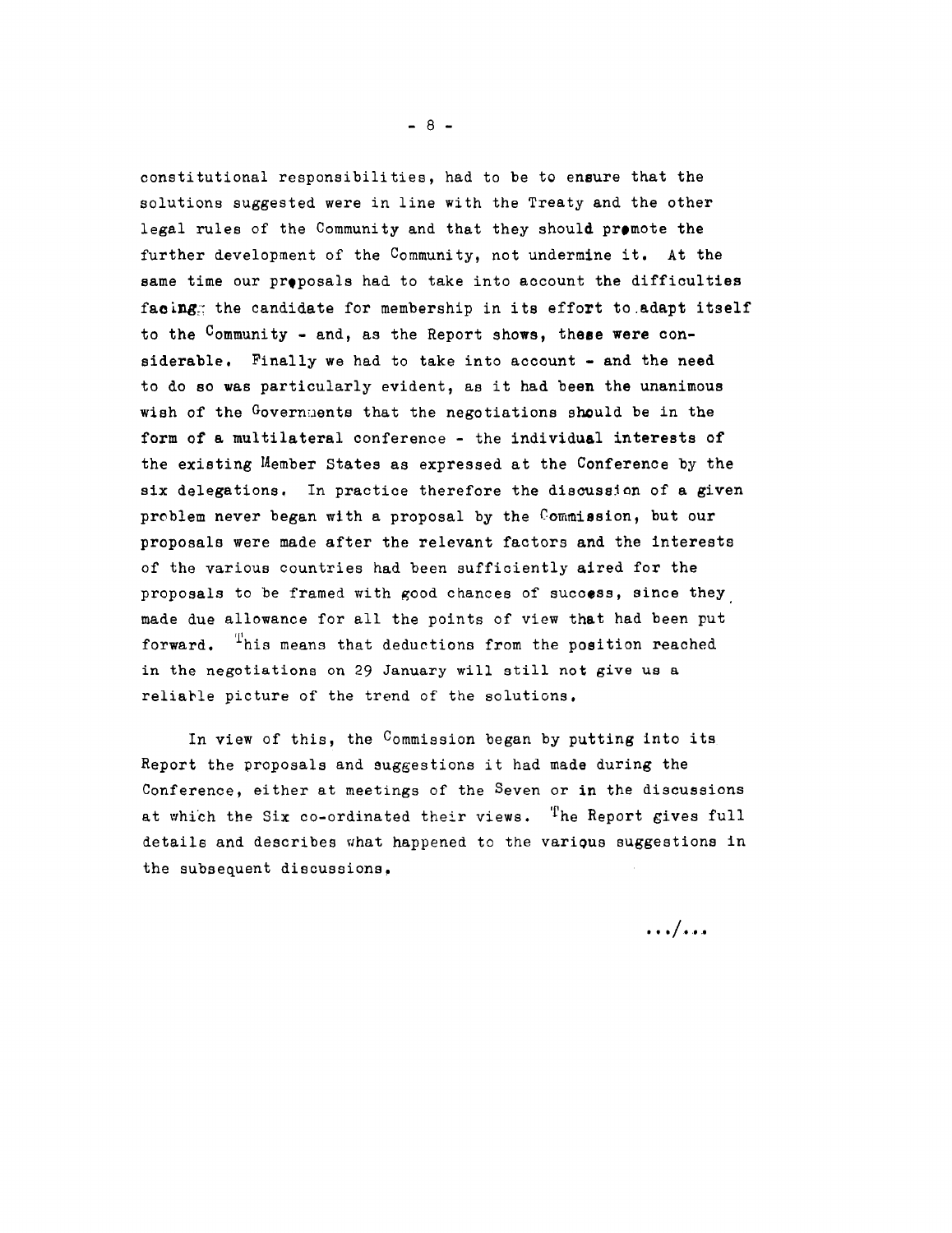constitutional responsibilities, had to be to ensure that the solutions suggested were in line with the Treaty and the other legal rules of the Community and that they should promote the further development of the Community, not undermine it. At the same time our proposals had to take into account the difficulties facing the candidate for membership in its effort to adapt itself to the Community - and, as the Report shows, these were considerable. Finally we had to take into account - and the need to do so was particularly evident, as it had been the unanimous wish of the Governments that the negotiations should be in the form of a multilateral conference - the individual interests of the existing Member States as expressed at the Conference by the six delegations. In practice therefore the discussion of a given problem never began with a proposal by the Commission, but our proposals were made after the relevant factors and the interests of the various countries had been sufficiently aired for the proposals to be framed with good chances of success, since they made due allowance for all the points of view that had been put forward. This means that deductions from the position reached in the negotiations on 29 January will still not give us a reliable picture of the trend of the solutions.

In view of this, the Commission began by putting into its Report the proposals and suggestions it had made during the Conference, either at meetings of the Seven or in the discussions at which the Six co-ordinated their views. The Report gives full details and describes what happened to the various suggestions in the subsequent discussions.

.../...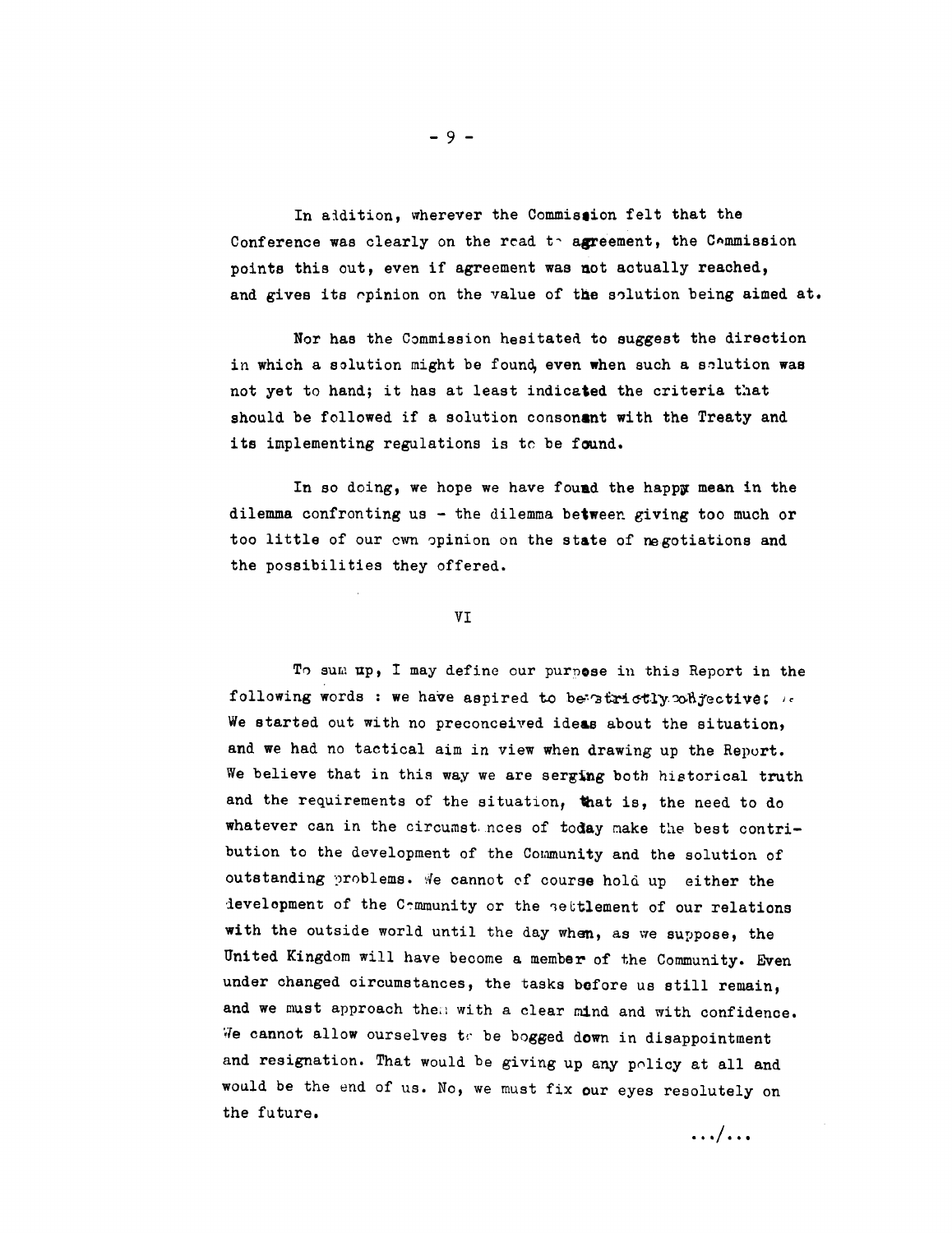In addition, wherever the Commission felt that the Conference was clearly on the road to agreement, the Commission points this out, even if agreement was not actually reached, and gives its opinion on the value of the solution being aimed at.

Nor has the Commission hesitated to suggest the direction in which a solution might be found, even when such a solution was not yet to hand; it has at least indicated the criteria that should be followed if a solution consonant with the Treaty and its implementing regulations is to be found.

In so doing, we hope we have found the happy mean in the dilemma confronting us - the dilemma between giving too much or too little of our own opinion on the state of negotiations and the possibilities they offered.

## VI

To sum up, I may define our purpose in this Report in the following words : we have aspired to be strictly objective. We started out with no preconceived ideas about the situation, and we had no tactical aim in view when drawing up the Report. We believe that in this way we are serving both historical truth and the requirements of the situation, that is, the need to do whatever can in the circumstances of today make the best contribution to the development of the Community and the solution of outstanding problems. We cannot of course hold up either the development of the Community or the settlement of our relations with the outside world until the day when, as we suppose, the United Kingdom will have become a member of the Community. Even under changed circumstances, the tasks before us still remain, and we must approach them with a clear mind and with confidence. We cannot allow ourselves to be bogged down in disappointment and resignation. That would be giving up any policy at all and would be the end of us. No, we must fix our eyes resolutely on the future.

.../...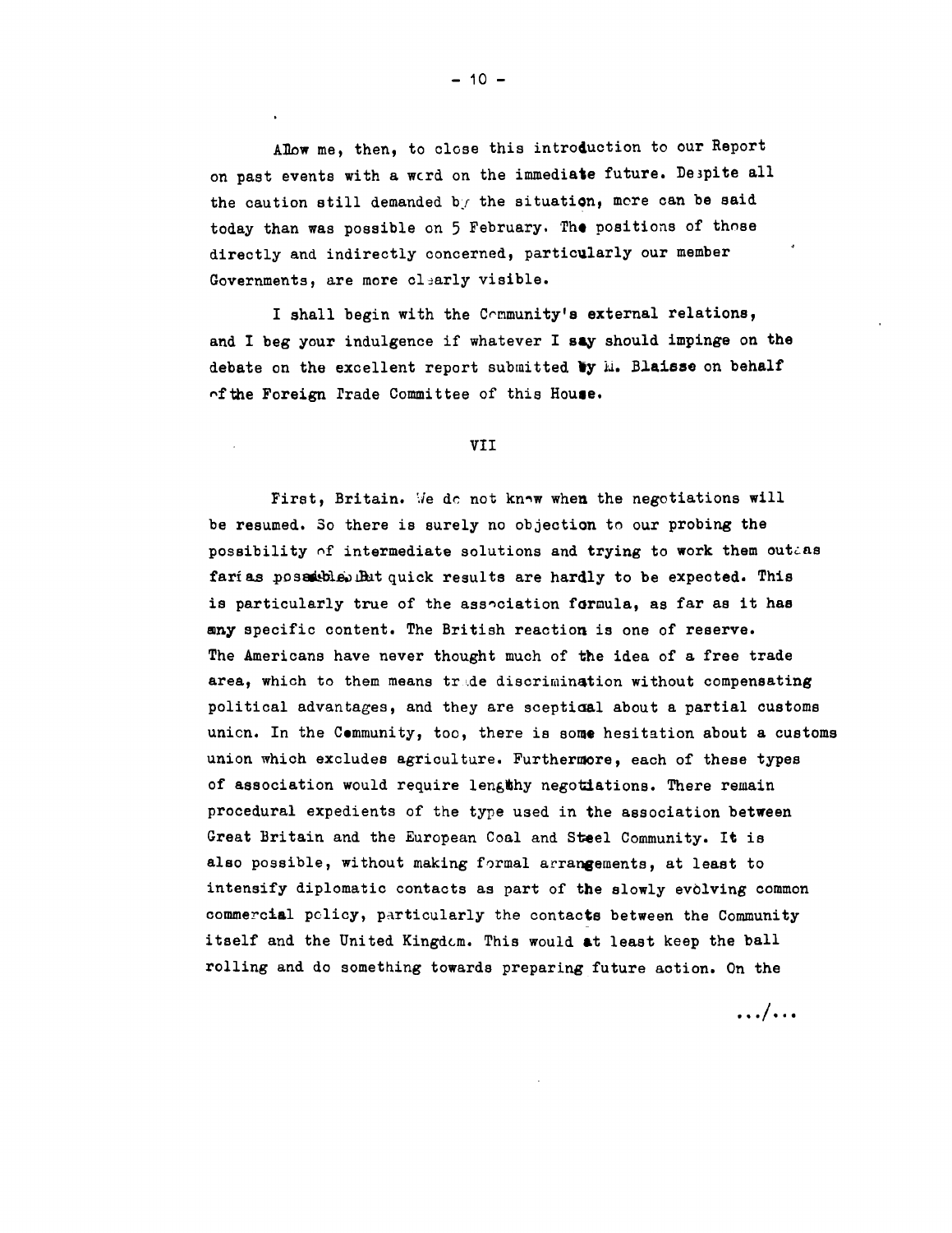Allow me, then, to close this introduction to our Report on past events with a word on the immediate future. Despite all the caution still demanded by the situation, more can be said today than was possible on 5 February. The positions of those directly and indirectly concerned, particularly our member Governments, are more clearly visible.

I shall begin with the Community's external relations, and I beg your indulgence if whatever I say should impinge on the debate on the excellent report submitted by M. Blaisse on behalf of the Foreign Trade Committee of this House.

VII

First, Britain. We do not know when the negotiations will be resumed. So there is surely no objection to our probing the possibility of intermediate solutions and trying to work them out as far as possible. But quick results are hardly to be expected. This is particularly true of the association formula, as far as it has any specific content. The British reaction is one of reserve. The Americans have never thought much of the idea of a free trade area, which to them means trade discrimination without compensating political advantages, and they are sceptical about a partial customs union. In the Community, too, there is some hesitation about a customs union which excludes agriculture. Furthermore, each of these types of association would require lengthy negotiations. There remain procedural expedients of the type used in the association between Great Britain and the European Coal and Steel Community. It is also possible, without making formal arrangements, at least to intensify diplomatic contacts as part of the slowly evolving common commercial policy, particularly the contacts between the Community itself and the United Kingdom. This would at least keep the ball rolling and do something towards preparing future action. On the

.../...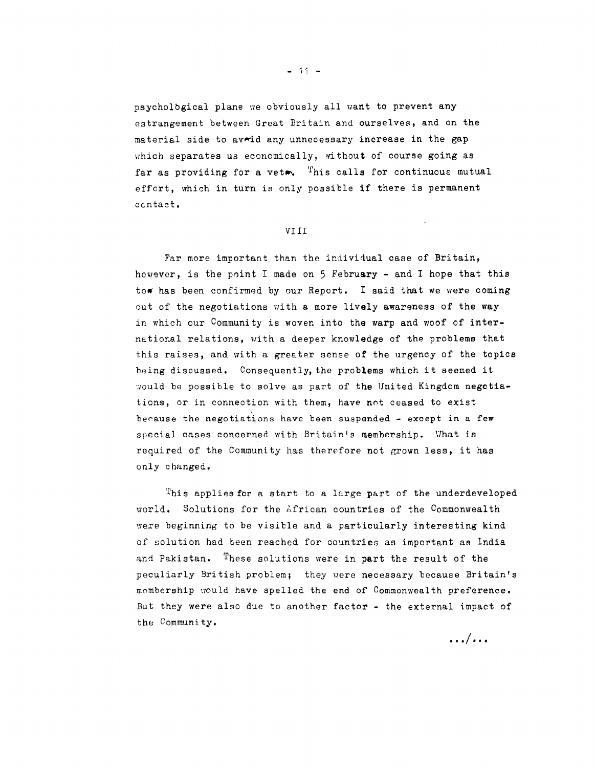psychological plane we obviously all want to prevent any estrangement between Great Britain and ourselves, and on the material side to avoid any unnecessary increase in the gap which separates us economically, without of course going as far as providing for a veto. This calls for continuous mutual effort, which in turn is only possible if there is permanent contact.

## VIII

Far more important than the individual case of Britain, however, is the point I made on 5 February - and I hope that this too has been confirmed by our Report. I said that we were coming out of the negotiations with a more lively awareness of the way in which our Community is woven into the warp and woof of international relations, with a deeper knowledge of the problems that this raises, and with a greater sense of the urgency of the topics being discussed. Consequently, the problems which it seemed it would be possible to solve as part of the United Kingdom negotiations, or in connection with them, have not ceased to exist because the negotiations have been suspended - except in a few special cases concerned with Britain's membership. What is required of the Community has therefore not grown less, it has only changed.

This applies for a start to a large part of the underdeveloped world. Solutions for the African countries of the Commonwealth were beginning to be visible and a particularly interesting kind of solution had been reached for countries as important as India and Pakistan. These solutions were in part the result of the peculiarly British problem; they were necessary because Britain's membership would have spelled the end of Commonwealth preference. But they were also due to another factor - the external impact of the Community.

.../...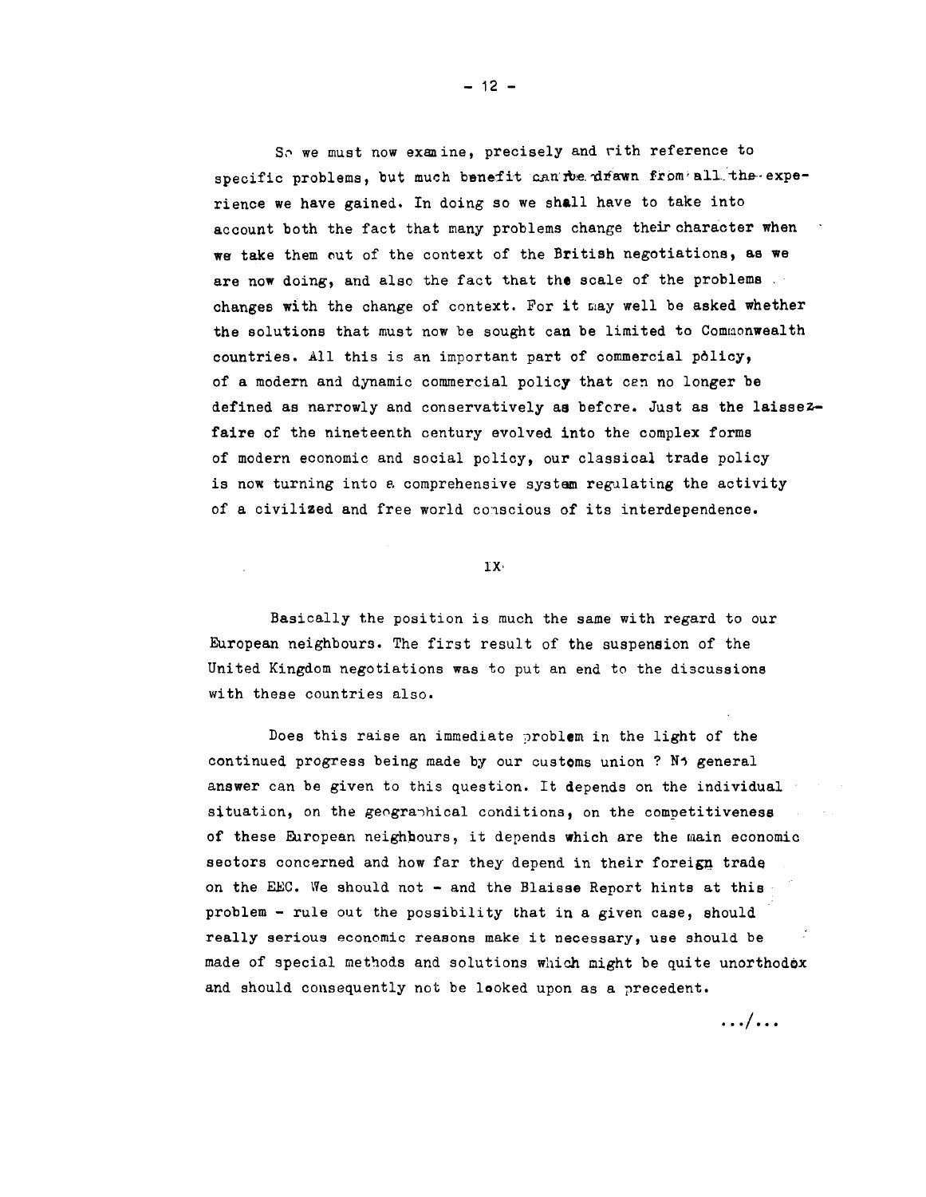So we must now examine, precisely and with reference to specific problems, but much benefit can be drawn from all the experience we have gained. In doing so we shall have to take into account both the fact that many problems change their character when we take them out of the context of the British negotiations, as we are now doing, and also the fact that the scale of the problems changes with the change of context. For it may well be asked whether the solutions that must now be sought can be limited to Commonwealth countries. All this is an important part of commercial policy, of a modern and dynamic commercial policy that can no longer be defined as narrowly and conservatively as before. Just as the laissez-faire of the nineteenth century evolved into the complex forms of modern economic and social policy, our classical trade policy is now turning into a comprehensive system regulating the activity of a civilized and free world conscious of its interdependence.

## IX

Basically the position is much the same with regard to our European neighbours. The first result of the suspension of the United Kingdom negotiations was to put an end to the discussions with these countries also.

Does this raise an immediate problem in the light of the continued progress being made by our customs union ? No general answer can be given to this question. It depends on the individual situation, on the geographical conditions, on the competitiveness of these European neighbours, it depends which are the main economic sectors concerned and how far they depend in their foreign trade on the EEC. We should not - and the Blaisse Report hints at this problem - rule out the possibility that in a given case, should really serious economic reasons make it necessary, use should be made of special methods and solutions which might be quite unorthodox and should consequently not be looked upon as a precedent.

.../...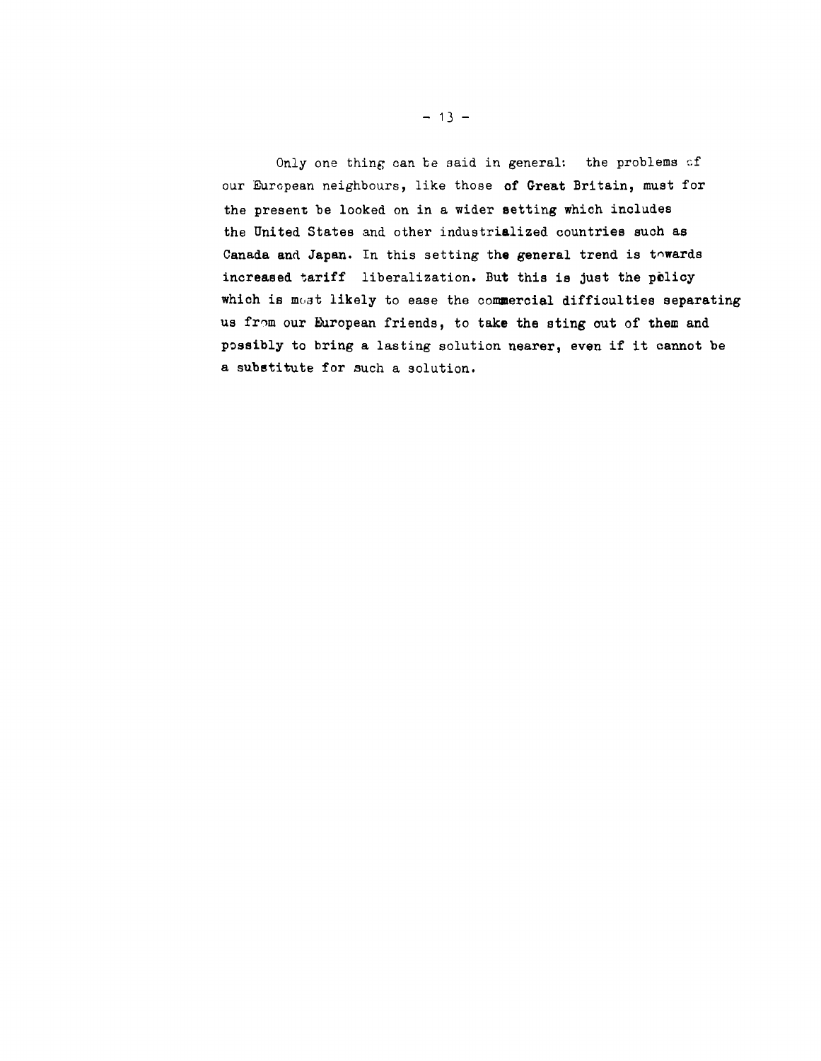Only one thing can be said in general: the problems of our European neighbours, like those of Great Britain, must for the present be looked on in a wider setting which includes the United States and other industrialized countries such as Canada and Japan. In this setting the general trend is towards increased tariff liberalization. But this is just the policy which is most likely to ease the commercial difficulties separating us from our European friends, to take the sting out of them and possibly to bring a lasting solution nearer, even if it cannot be a substitute for such a solution.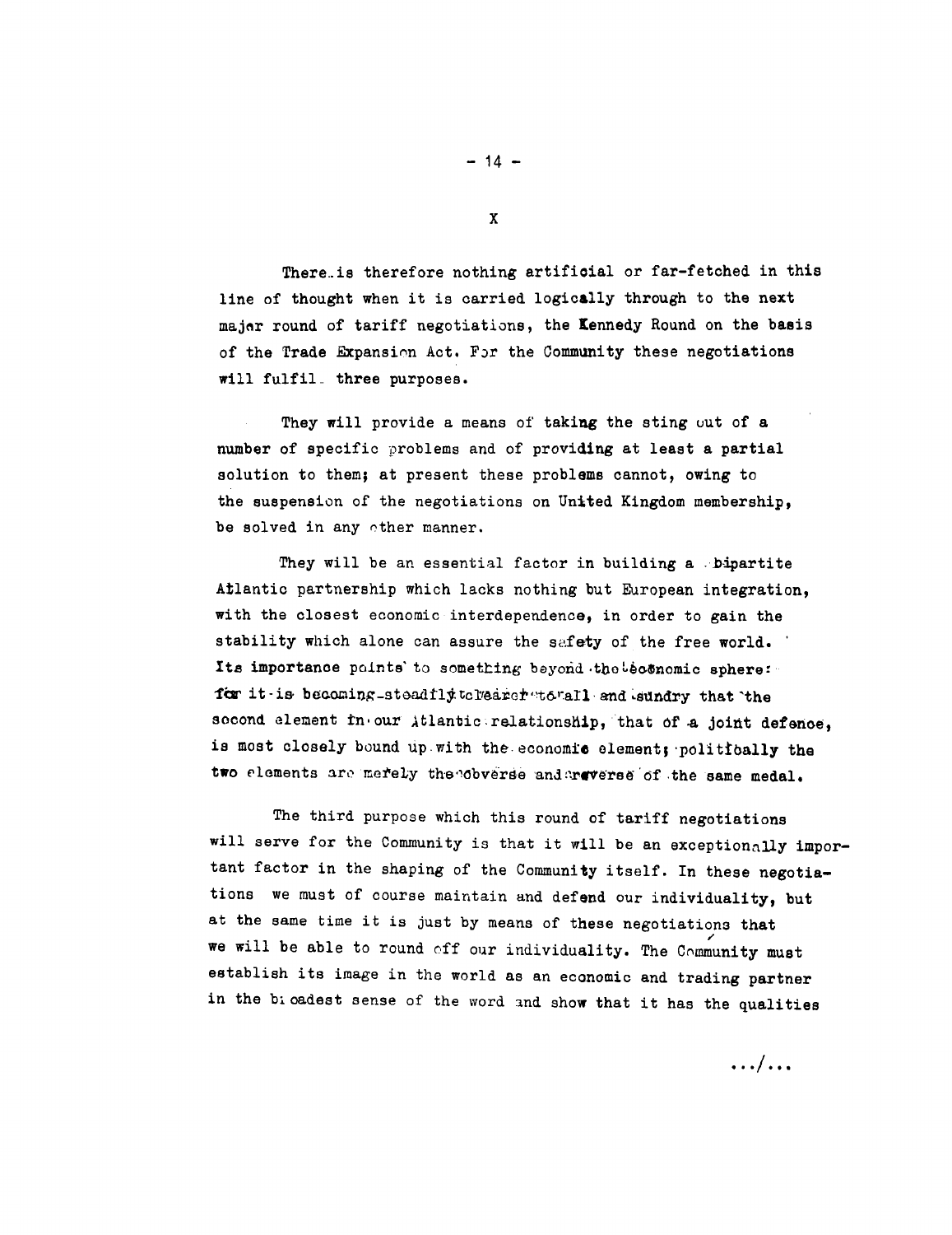X

There is therefore nothing artificial or far-fetched in this line of thought when it is carried logically through to the next major round of tariff negotiations, the Kennedy Round on the basis of the Trade Expansion Act. For the Community these negotiations will fulfil three purposes.

They will provide a means of taking the sting out of a number of specific problems and of providing at least a partial solution to them; at present these problems cannot, owing to the suspension of the negotiations on United Kingdom membership, be solved in any other manner.

They will be an essential factor in building a bipartite Atlantic partnership which lacks nothing but European integration, with the closest economic interdependence, in order to gain the stability which alone can assure the safety of the free world. Its importance points to something beyond the economic sphere: for it is becoming steadily clearer to all and sundry that the second element in our Atlantic relationship, that of a joint defence, is most closely bound up with the economic element; politically the two elements are merely the obverse and reverse of the same medal.

The third purpose which this round of tariff negotiations will serve for the Community is that it will be an exceptionally important factor in the shaping of the Community itself. In these negotiations we must of course maintain and defend our individuality, but at the same time it is just by means of these negotiations that we will be able to round off our individuality. The Community must establish its image in the world as an economic and trading partner in the broadest sense of the word and show that it has the qualities

.../...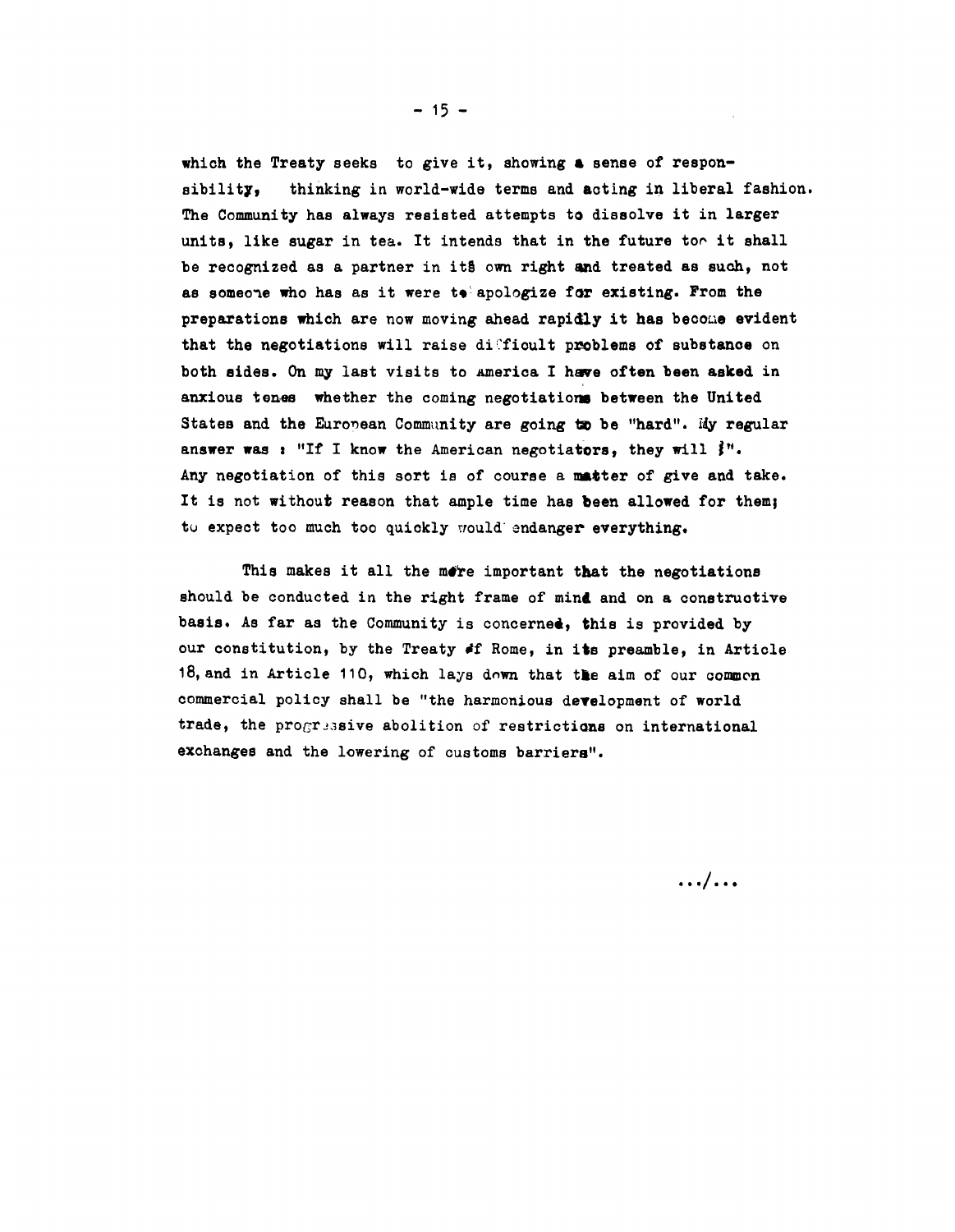which the Treaty seeks to give it, showing a sense of responsibility, thinking in world-wide terms and acting in liberal fashion. The Community has always resisted attempts to dissolve it in larger units, like sugar in tea. It intends that in the future too it shall be recognized as a partner in its own right and treated as such, not as someone who has as it were to apologize for existing. From the preparations which are now moving ahead rapidly it has become evident that the negotiations will raise difficult problems of substance on both sides. On my last visits to America I have often been asked in anxious tones whether the coming negotiations between the United States and the European Community are going to be "hard". My regular answer was : "If I know the American negotiators, they will !". Any negotiation of this sort is of course a matter of give and take. It is not without reason that ample time has been allowed for them; to expect too much too quickly would endanger everything.

This makes it all the more important that the negotiations should be conducted in the right frame of mind and on a constructive basis. As far as the Community is concerned, this is provided by our constitution, by the Treaty of Rome, in its preamble, in Article 18, and in Article 110, which lays down that the aim of our common commercial policy shall be "the harmonious development of world trade, the progressive abolition of restrictions on international exchanges and the lowering of customs barriers".

.../...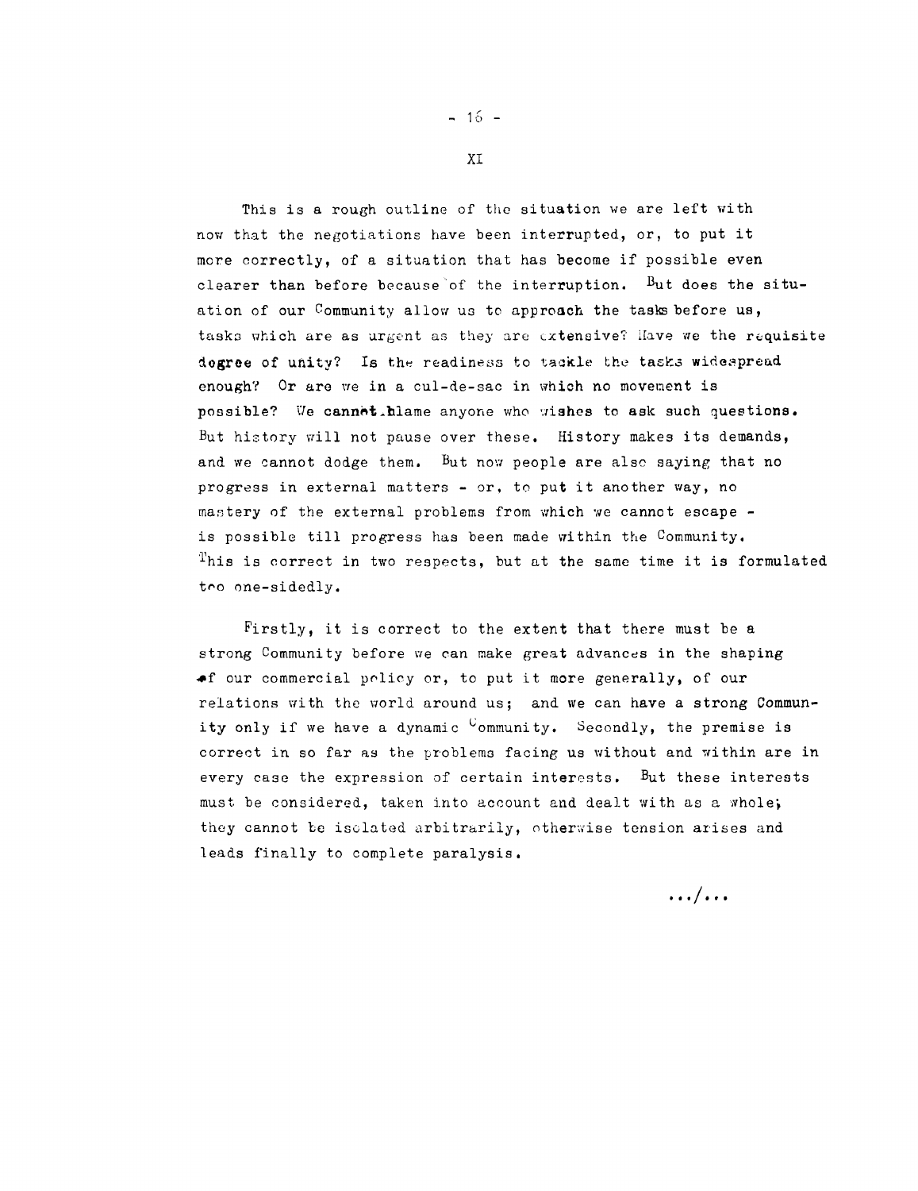# XI

This is a rough outline of the situation we are left with now that the negotiations have been interrupted, or, to put it more correctly, of a situation that has become if possible even clearer than before because of the interruption. But does the situation of our Community allow us to approach the tasks before us, tasks which are as urgent as they are extensive? Have we the requisite degree of unity? Is the readiness to tackle the tasks widespread enough? Or are we in a cul-de-sac in which no movement is possible? We cannot blame anyone who wishes to ask such questions. But history will not pause over these. History makes its demands, and we cannot dodge them. But now people are also saying that no progress in external matters - or, to put it another way, no mastery of the external problems from which we cannot escape - is possible till progress has been made within the Community. This is correct in two respects, but at the same time it is formulated too one-sidedly.

Firstly, it is correct to the extent that there must be a strong Community before we can make great advances in the shaping of our commercial policy or, to put it more generally, of our relations with the world around us; and we can have a strong Community only if we have a dynamic Community. Secondly, the premise is correct in so far as the problems facing us without and within are in every case the expression of certain interests. But these interests must be considered, taken into account and dealt with as a whole; they cannot be isolated arbitrarily, otherwise tension arises and leads finally to complete paralysis.

.../...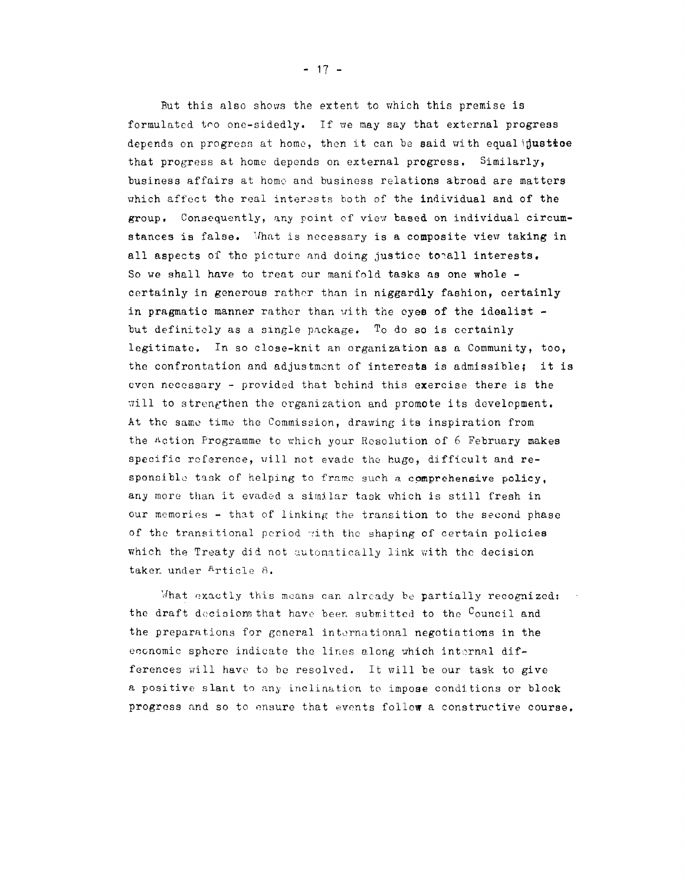But this also shows the extent to which this premise is formulated too one-sidedly. If we may say that external progress depends on progress at home, then it can be said with equal justice that progress at home depends on external progress. Similarly, business affairs at home and business relations abroad are matters which affect the real interests both of the individual and of the group. Consequently, any point of view based on individual circumstances is false. What is necessary is a composite view taking in all aspects of the picture and doing justice to all interests. So we shall have to treat our manifold tasks as one whole - certainly in generous rather than in niggardly fashion, certainly in pragmatic manner rather than with the eyes of the idealist - but definitely as a single package. To do so is certainly legitimate. In so close-knit an organization as a Community, too, the confrontation and adjustment of interests is admissible; it is even necessary - provided that behind this exercise there is the will to strengthen the organization and promote its development. At the same time the Commission, drawing its inspiration from the Action Programme to which your Resolution of 6 February makes specific reference, will not evade the huge, difficult and responsible task of helping to frame such a comprehensive policy, any more than it evaded a similar task which is still fresh in our memories - that of linking the transition to the second phase of the transitional period with the shaping of certain policies which the Treaty did not automatically link with the decision taken under Article 8.

What exactly this means can already be partially recognized: the draft decisions that have been submitted to the Council and the preparations for general international negotiations in the economic sphere indicate the lines along which internal differences will have to be resolved. It will be our task to give a positive slant to any inclination to impose conditions or block progress and so to ensure that events follow a constructive course.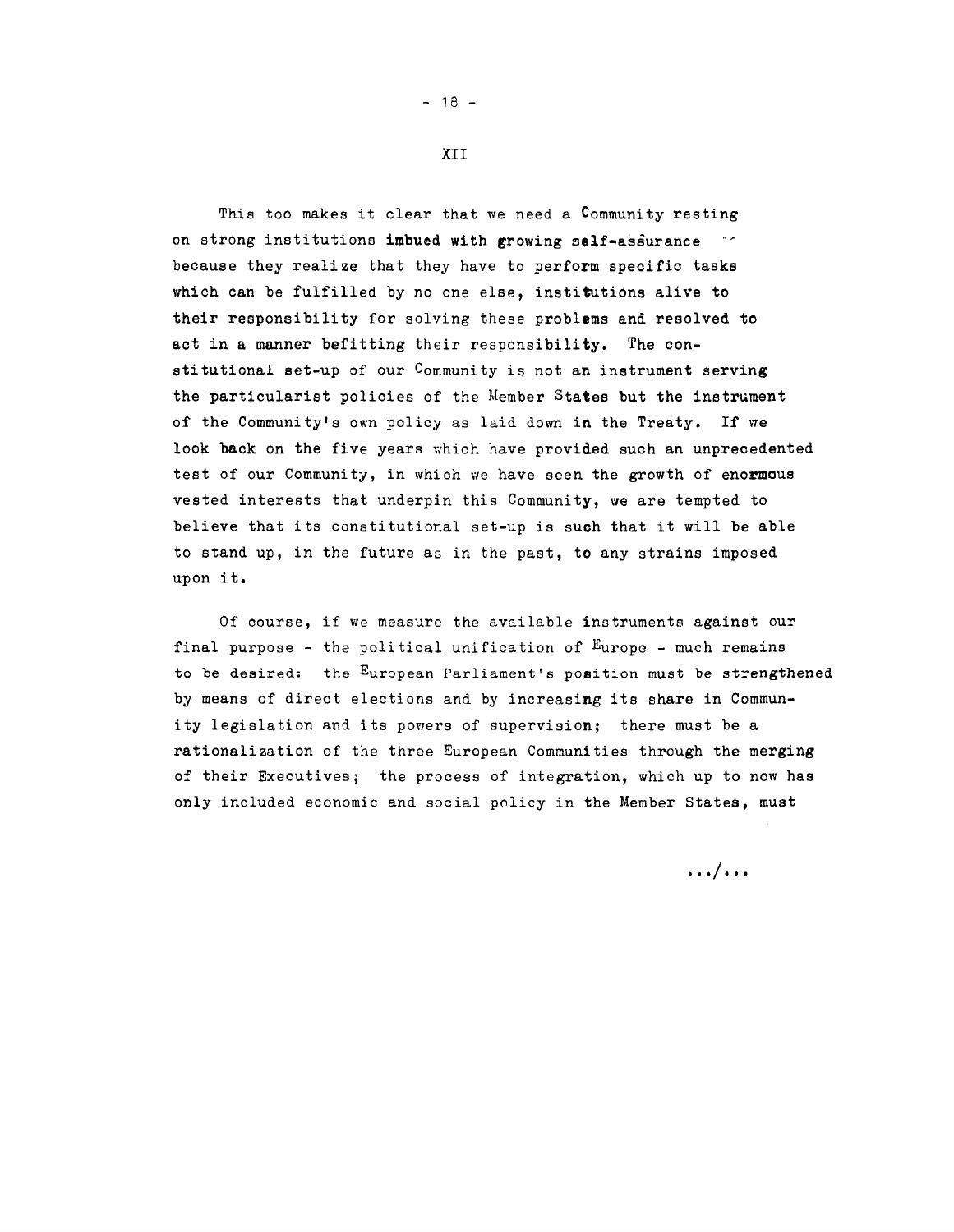## XII

This too makes it clear that we need a Community resting on strong institutions imbued with growing self-assurance because they realize that they have to perform specific tasks which can be fulfilled by no one else, institutions alive to their responsibility for solving these problems and resolved to act in a manner befitting their responsibility. The constitutional set-up of our Community is not an instrument serving the particularist policies of the Member States but the instrument of the Community's own policy as laid down in the Treaty. If we look back on the five years which have provided such an unprecedented test of our Community, in which we have seen the growth of enormous vested interests that underpin this Community, we are tempted to believe that its constitutional set-up is such that it will be able to stand up, in the future as in the past, to any strains imposed upon it.

Of course, if we measure the available instruments against our final purpose - the political unification of Europe - much remains to be desired: the European Parliament's position must be strengthened by means of direct elections and by increasing its share in Community legislation and its powers of supervision; there must be a rationalization of the three European Communities through the merging of their Executives; the process of integration, which up to now has only included economic and social policy in the Member States, must

.../...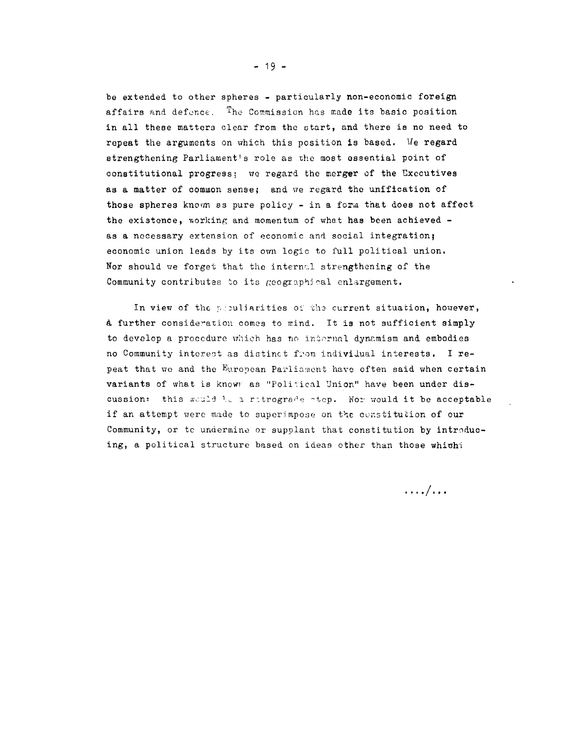be extended to other spheres - particularly non-economic foreign affairs and defence. The Commission has made its basic position in all these matters clear from the start, and there is no need to repeat the arguments on which this position is based. We regard strengthening Parliament's role as the most essential point of constitutional progress; we regard the merger of the Executives as a matter of common sense; and we regard the unification of those spheres known as pure policy - in a form that does not affect the existence, working and momentum of what has been achieved - as a necessary extension of economic and social integration; economic union leads by its own logic to full political union. Nor should we forget that the internal strengthening of the Community contributes to its geographical enlargement.

In view of the peculiarities of the current situation, however, a further consideration comes to mind. It is not sufficient simply to develop a procedure which has no internal dynamism and embodies no Community interest as distinct from individual interests. I repeat that we and the European Parliament have often said when certain variants of what is known as "Political Union" have been under discussion: this would be a retrograde step. Nor would it be acceptable if an attempt were made to superimpose on the constitution of our Community, or to undermine or supplant that constitution by introducing, a political structure based on ideas other than those which

..../...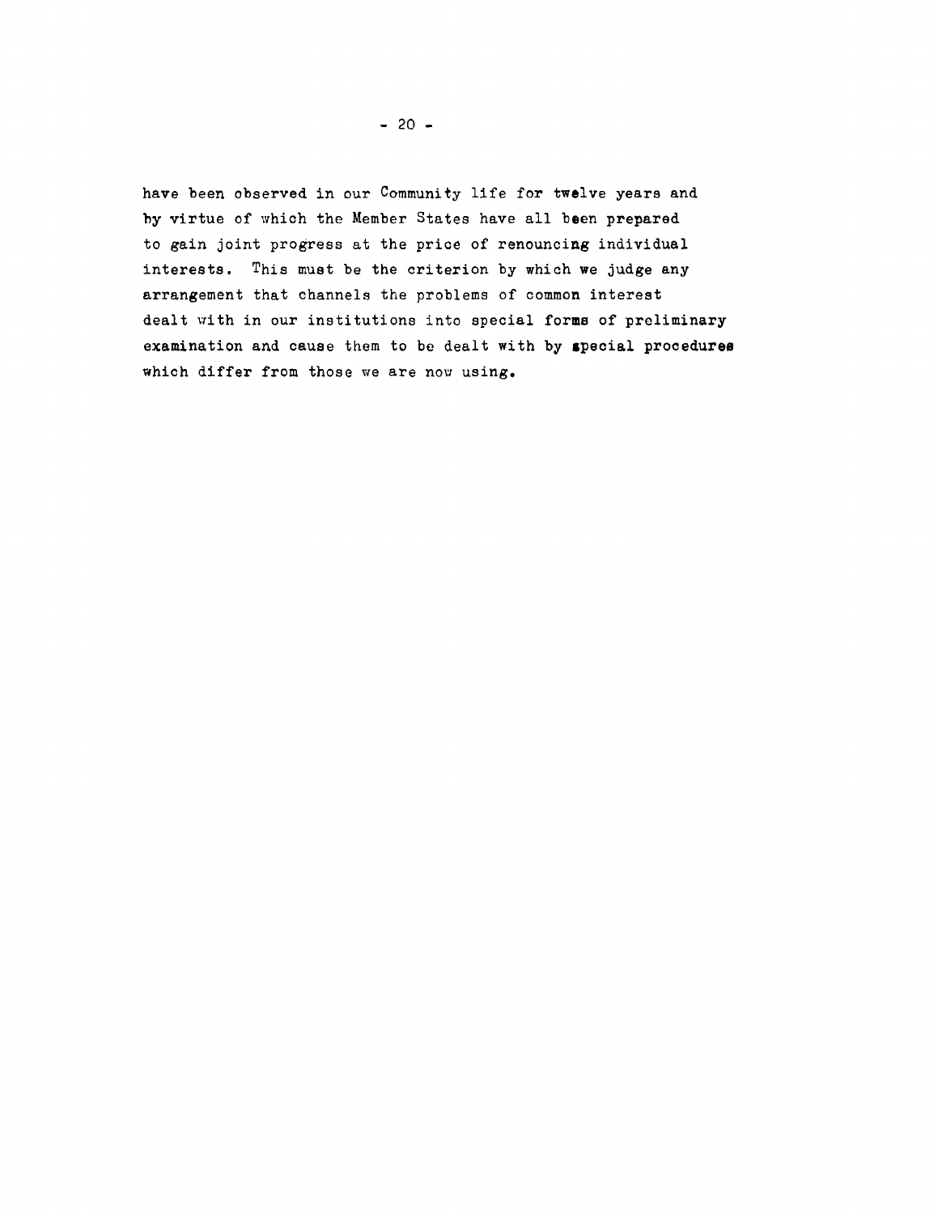have been observed in our Community life for twelve years and by virtue of which the Member States have all been prepared to gain joint progress at the price of renouncing individual interests. This must be the criterion by which we judge any arrangement that channels the problems of common interest dealt with in our institutions into special forms of preliminary examination and cause them to be dealt with by special procedures which differ from those we are now using.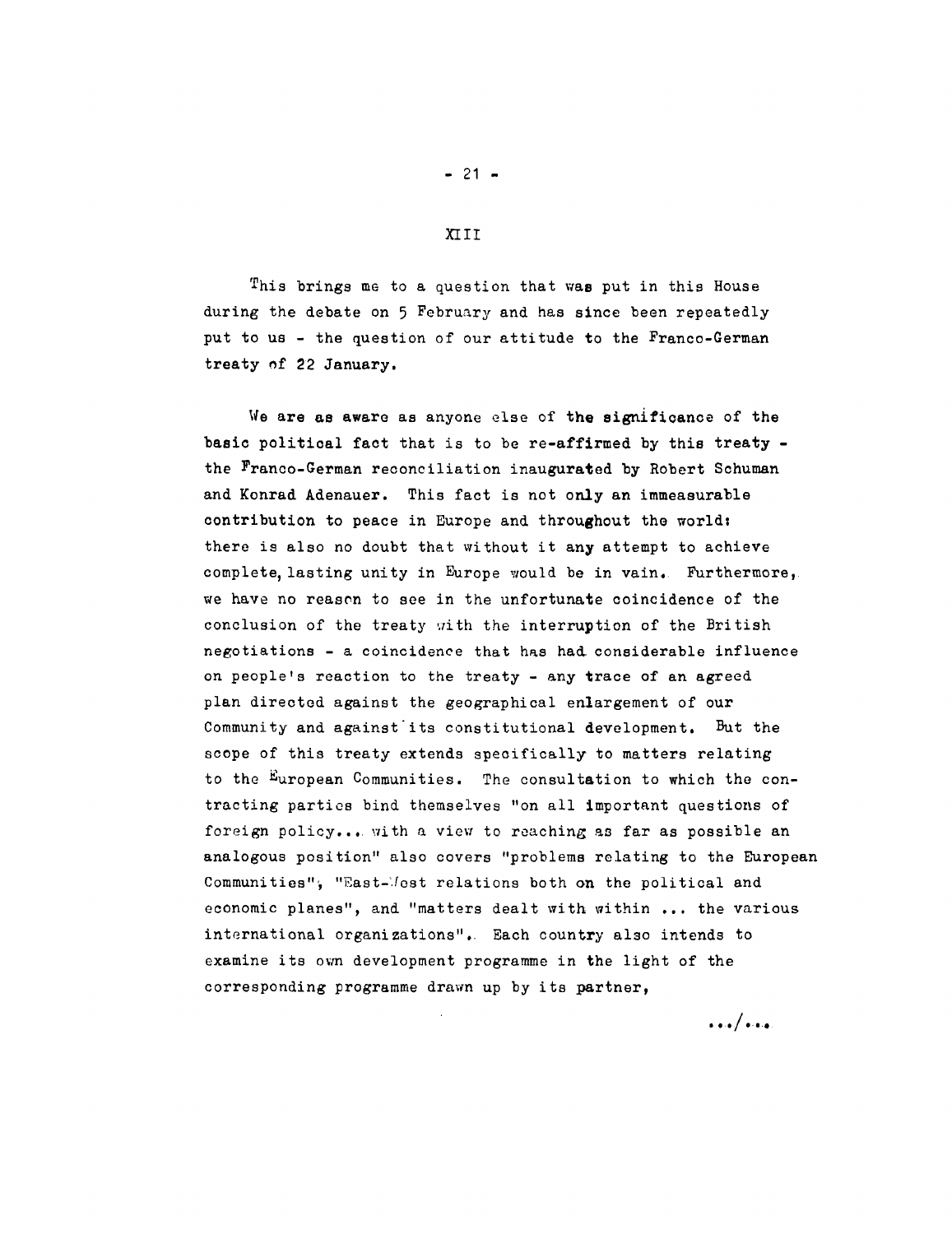## XIII

This brings me to a question that was put in this House during the debate on 5 February and has since been repeatedly put to us - the question of our attitude to the Franco-German treaty of 22 January.

We are as aware as anyone else of the significance of the basic political fact that is to be re-affirmed by this treaty - the Franco-German reconciliation inaugurated by Robert Schuman and Konrad Adenauer. This fact is not only an immeasurable contribution to peace in Europe and throughout the world: there is also no doubt that without it any attempt to achieve complete, lasting unity in Europe would be in vain. Furthermore, we have no reason to see in the unfortunate coincidence of the conclusion of the treaty with the interruption of the British negotiations - a coincidence that has had considerable influence on people's reaction to the treaty - any trace of an agreed plan directed against the geographical enlargement of our Community and against its constitutional development. But the scope of this treaty extends specifically to matters relating to the European Communities. The consultation to which the contracting parties bind themselves "on all important questions of foreign policy.... with a view to reaching as far as possible an analogous position" also covers "problems relating to the European Communities", "East-West relations both on the political and economic planes", and "matters dealt with within ... the various international organizations". Each country also intends to examine its own development programme in the light of the corresponding programme drawn up by its partner,

.../...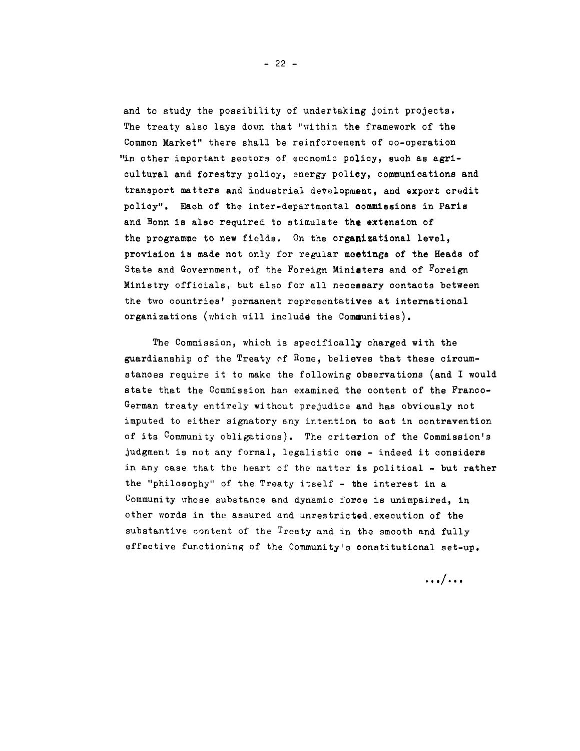and to study the possibility of undertaking joint projects. The treaty also lays down that "within the framework of the Common Market" there shall be reinforcement of co-operation "in other important sectors of economic policy, such as agricultural and forestry policy, energy policy, communications and transport matters and industrial development, and export credit policy". Each of the inter-departmental commissions in Paris and Bonn is also required to stimulate the extension of the programme to new fields. On the organizational level, provision is made not only for regular meetings of the Heads of State and Government, of the Foreign Ministers and of Foreign Ministry officials, but also for all necessary contacts between the two countries' permanent representatives at international organizations (which will include the Communities).

The Commission, which is specifically charged with the guardianship of the Treaty of Rome, believes that these circumstances require it to make the following observations (and I would state that the Commission has examined the content of the Franco-German treaty entirely without prejudice and has obviously not imputed to either signatory any intention to act in contravention of its Community obligations). The criterion of the Commission's judgment is not any formal, legalistic one - indeed it considers in any case that the heart of the matter is political - but rather the "philosophy" of the Treaty itself - the interest in a Community whose substance and dynamic force is unimpaired, in other words in the assured and unrestricted execution of the substantive content of the Treaty and in the smooth and fully effective functioning of the Community's constitutional set-up.

.../...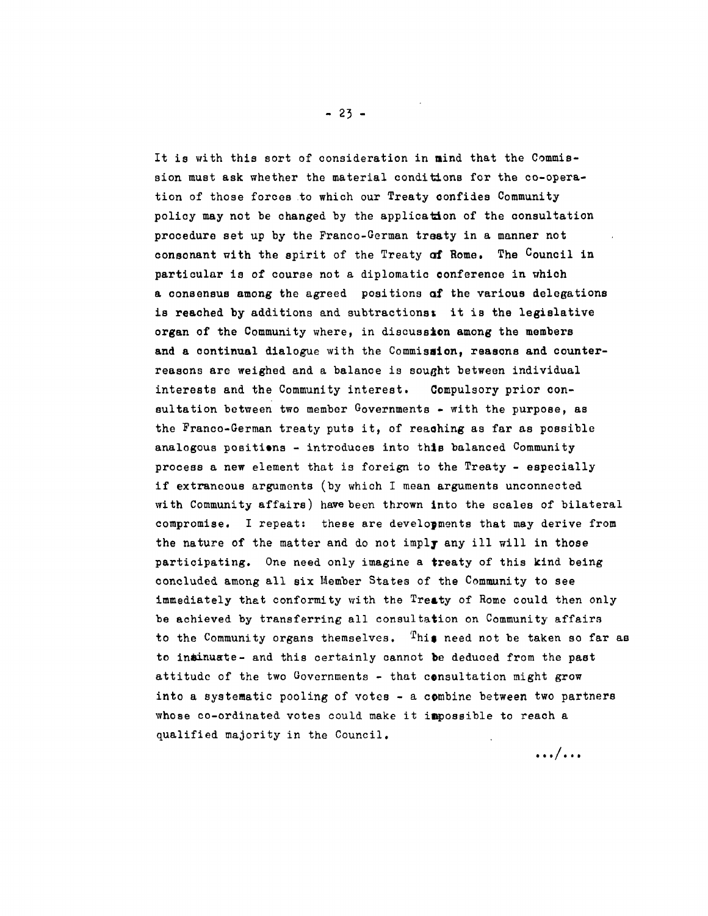It is with this sort of consideration in mind that the Commission must ask whether the material conditions for the co-operation of those forces to which our Treaty confides Community policy may not be changed by the application of the consultation procedure set up by the Franco-German treaty in a manner not consonant with the spirit of the Treaty of Rome. The Council in particular is of course not a diplomatic conference in which a consensus among the agreed positions of the various delegations is reached by additions and subtractions: it is the legislative organ of the Community where, in discussion among the members and a continual dialogue with the Commission, reasons and counter-reasons are weighed and a balance is sought between individual interests and the Community interest. Compulsory prior consultation between two member Governments - with the purpose, as the Franco-German treaty puts it, of reaching as far as possible analogous positions - introduces into this balanced Community process a new element that is foreign to the Treaty - especially if extraneous arguments (by which I mean arguments unconnected with Community affairs) have been thrown into the scales of bilateral compromise. I repeat: these are developments that may derive from the nature of the matter and do not imply any ill will in those participating. One need only imagine a treaty of this kind being concluded among all six Member States of the Community to see immediately that conformity with the Treaty of Rome could then only be achieved by transferring all consultation on Community affairs to the Community organs themselves. This need not be taken so far as to insinuate - and this certainly cannot be deduced from the past attitude of the two Governments - that consultation might grow into a systematic pooling of votes - a combine between two partners whose co-ordinated votes could make it impossible to reach a qualified majority in the Council.

.../...